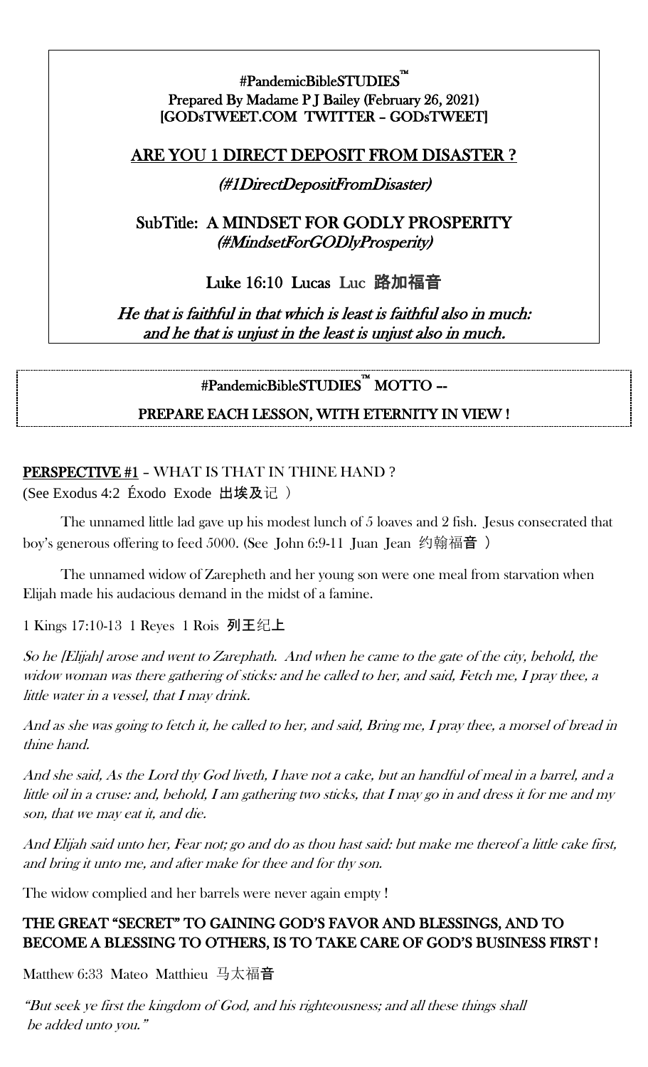**#PandemicBibleSTUDIES™**
**Prepared By Madame P J Bailey (February 26, 2021)**
**[GODsTWEET.COM TWITTER – GODsTWEET]**

# ARE YOU 1 DIRECT DEPOSIT FROM DISASTER ?

*(#1DirectDepositFromDisaster)*

## SubTitle: A MINDSET FOR GODLY PROSPERITY
*(#MindsetForGODlyProsperity)*

**Luke 16:10 Lucas Luc 路加福音**

*He that is faithful in that which is least is faithful also in much: and he that is unjust in the least is unjust also in much.*

**#PandemicBibleSTUDIES™ MOTTO --**

**PREPARE EACH LESSON, WITH ETERNITY IN VIEW !**

**PERSPECTIVE #1** – WHAT IS THAT IN THINE HAND ?
(See Exodus 4:2 Éxodo Exode 出埃及记 )

The unnamed little lad gave up his modest lunch of 5 loaves and 2 fish. Jesus consecrated that boy's generous offering to feed 5000. (See John 6:9-11 Juan Jean 约翰福音 )

The unnamed widow of Zarepheth and her young son were one meal from starvation when Elijah made his audacious demand in the midst of a famine.

1 Kings 17:10-13 1 Reyes 1 Rois 列王纪上

*So he [Elijah] arose and went to Zarephath. And when he came to the gate of the city, behold, the widow woman was there gathering of sticks: and he called to her, and said, Fetch me, I pray thee, a little water in a vessel, that I may drink.*

*And as she was going to fetch it, he called to her, and said, Bring me, I pray thee, a morsel of bread in thine hand.*

*And she said, As the Lord thy God liveth, I have not a cake, but an handful of meal in a barrel, and a little oil in a cruse: and, behold, I am gathering two sticks, that I may go in and dress it for me and my son, that we may eat it, and die.*

*And Elijah said unto her, Fear not; go and do as thou hast said: but make me thereof a little cake first, and bring it unto me, and after make for thee and for thy son.*

The widow complied and her barrels were never again empty !

**THE GREAT "SECRET" TO GAINING GOD'S FAVOR AND BLESSINGS, AND TO BECOME A BLESSING TO OTHERS, IS TO TAKE CARE OF GOD'S BUSINESS FIRST !**

Matthew 6:33 Mateo Matthieu 马太福音

*"But seek ye first the kingdom of God, and his righteousness; and all these things shall be added unto you."*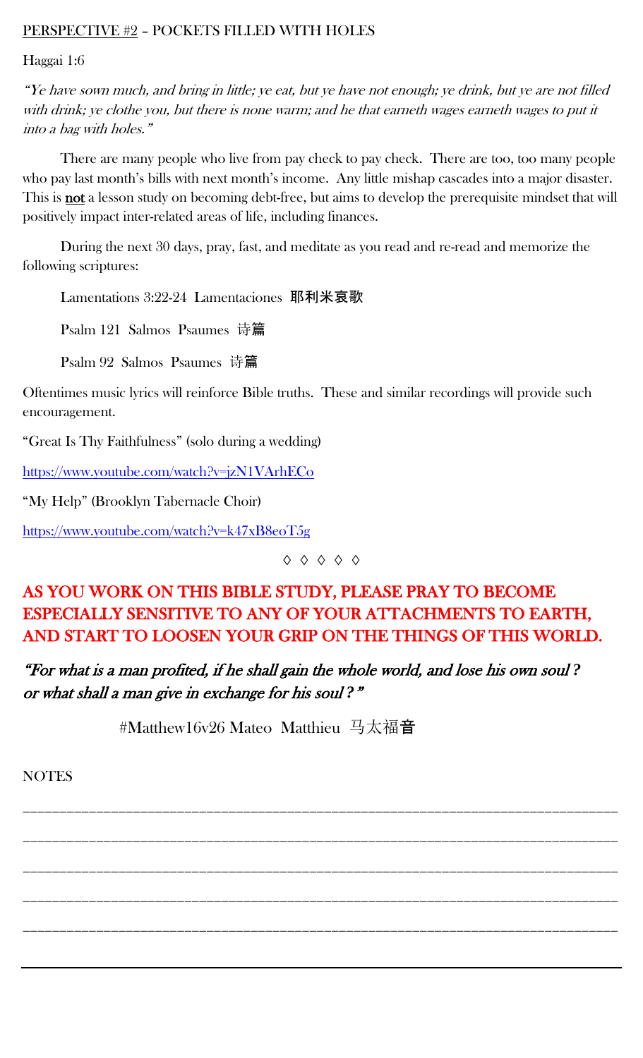PERSPECTIVE #2 – POCKETS FILLED WITH HOLES

Haggai 1:6

*"Ye have sown much, and bring in little; ye eat, but ye have not enough; ye drink, but ye are not filled with drink; ye clothe you, but there is none warm; and he that earneth wages earneth wages to put it into a bag with holes."*

There are many people who live from pay check to pay check. There are too, too many people who pay last month's bills with next month's income. Any little mishap cascades into a major disaster. This is **not** a lesson study on becoming debt-free, but aims to develop the prerequisite mindset that will positively impact inter-related areas of life, including finances.

During the next 30 days, pray, fast, and meditate as you read and re-read and memorize the following scriptures:

Lamentations 3:22-24 Lamentaciones 耶利米哀歌

Psalm 121 Salmos Psaumes 诗篇

Psalm 92 Salmos Psaumes 诗篇

Oftentimes music lyrics will reinforce Bible truths. These and similar recordings will provide such encouragement.

"Great Is Thy Faithfulness" (solo during a wedding)

https://www.youtube.com/watch?v=jzN1VArhECo

"My Help" (Brooklyn Tabernacle Choir)

https://www.youtube.com/watch?v=k47xB8eoT5g

◊ ◊ ◊ ◊ ◊

**AS YOU WORK ON THIS BIBLE STUDY, PLEASE PRAY TO BECOME ESPECIALLY SENSITIVE TO ANY OF YOUR ATTACHMENTS TO EARTH, AND START TO LOOSEN YOUR GRIP ON THE THINGS OF THIS WORLD.**

*"For what is a man profited, if he shall gain the whole world, and lose his own soul ? or what shall a man give in exchange for his soul ? "*

#Matthew16v26 Mateo Matthieu 马太福音

NOTES

\_\_\_\_\_\_\_\_\_\_\_\_\_\_\_\_\_\_\_\_\_\_\_\_\_\_\_\_\_\_\_\_\_\_\_\_\_\_\_\_\_\_\_\_\_\_\_\_\_\_\_\_\_\_\_\_\_\_\_\_\_\_\_\_\_\_\_\_\_\_\_\_\_\_\_\_

\_\_\_\_\_\_\_\_\_\_\_\_\_\_\_\_\_\_\_\_\_\_\_\_\_\_\_\_\_\_\_\_\_\_\_\_\_\_\_\_\_\_\_\_\_\_\_\_\_\_\_\_\_\_\_\_\_\_\_\_\_\_\_\_\_\_\_\_\_\_\_\_\_\_\_\_

\_\_\_\_\_\_\_\_\_\_\_\_\_\_\_\_\_\_\_\_\_\_\_\_\_\_\_\_\_\_\_\_\_\_\_\_\_\_\_\_\_\_\_\_\_\_\_\_\_\_\_\_\_\_\_\_\_\_\_\_\_\_\_\_\_\_\_\_\_\_\_\_\_\_\_\_

\_\_\_\_\_\_\_\_\_\_\_\_\_\_\_\_\_\_\_\_\_\_\_\_\_\_\_\_\_\_\_\_\_\_\_\_\_\_\_\_\_\_\_\_\_\_\_\_\_\_\_\_\_\_\_\_\_\_\_\_\_\_\_\_\_\_\_\_\_\_\_\_\_\_\_\_

\_\_\_\_\_\_\_\_\_\_\_\_\_\_\_\_\_\_\_\_\_\_\_\_\_\_\_\_\_\_\_\_\_\_\_\_\_\_\_\_\_\_\_\_\_\_\_\_\_\_\_\_\_\_\_\_\_\_\_\_\_\_\_\_\_\_\_\_\_\_\_\_\_\_\_\_